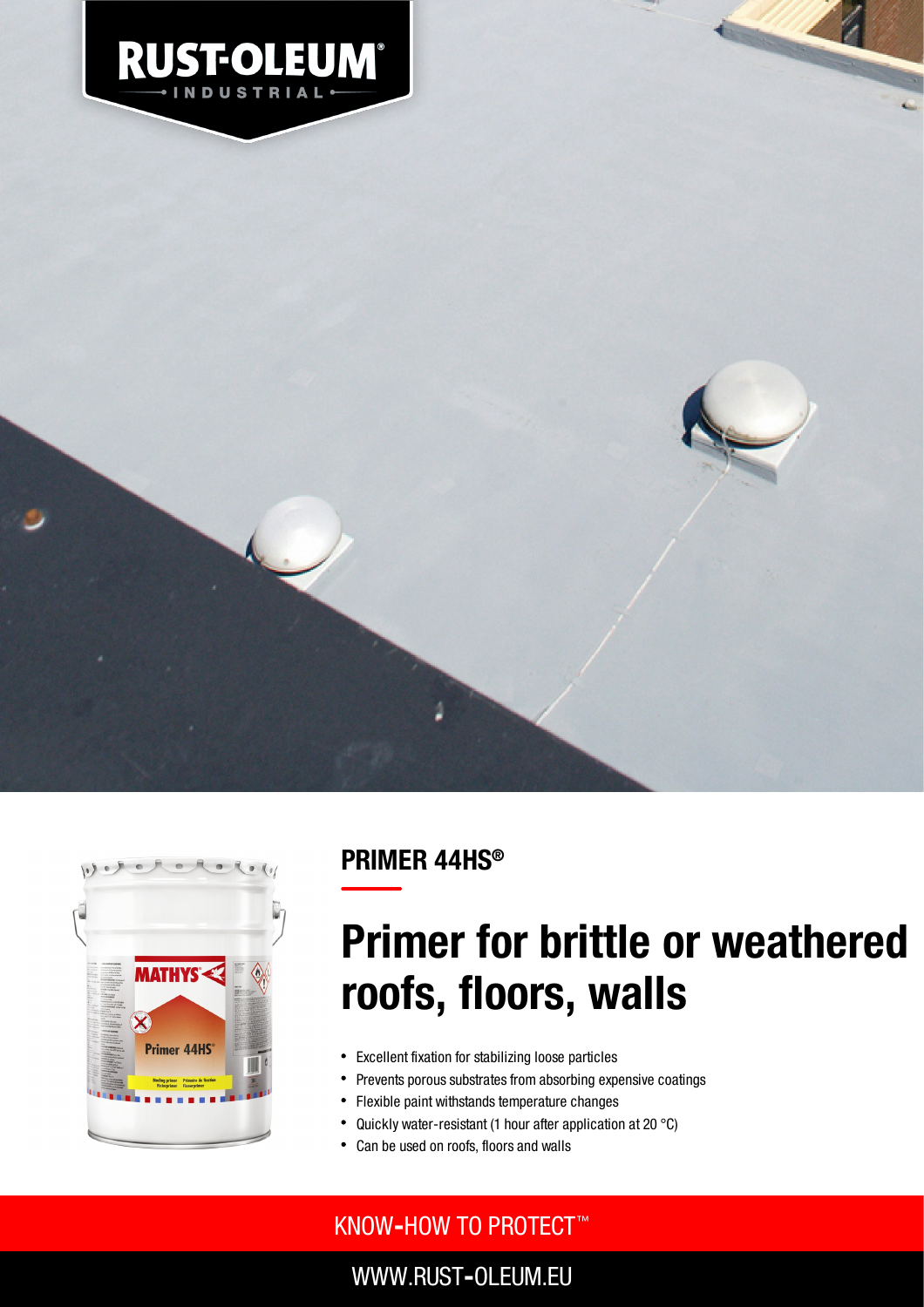RUST-OLEUM® INDUSTRIAL

## PRIMER 44HS®

# Primer for brittle or weathered roofs, floors, walls

- Excellent fixation for stabilizing loose particles
- Prevents porous substrates from absorbing expensive coatings
- Flexible paint withstands temperature changes
- Quickly water-resistant (1 hour after application at 20 °C)
- Can be used on roofs, floors and walls

KNOW-HOW TO PROTECT™

WWW.RUST-OLEUM.EU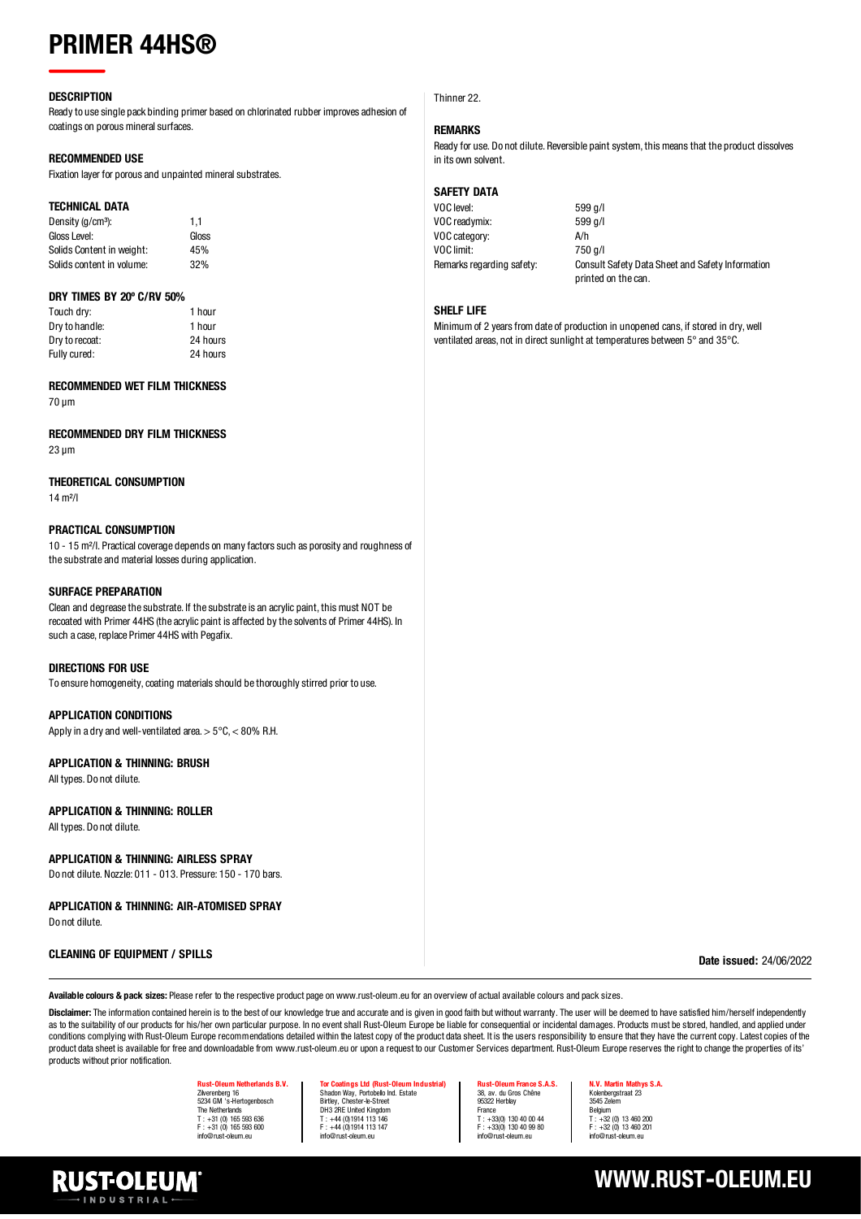# PRIMER 44HS®

### DESCRIPTION

Ready to use single pack binding primer based on chlorinated rubber improves adhesion of coatings on porous mineral surfaces.

### RECOMMENDED USE

Fixation layer for porous and unpainted mineral substrates.

### TECHNICAL DATA

| | |
|---|---|
| Density (g/cm³): | 1,1 |
| Gloss Level: | Gloss |
| Solids Content in weight: | 45% |
| Solids content in volume: | 32% |

### DRY TIMES BY 20º C/RV 50%

| | |
|---|---|
| Touch dry: | 1 hour |
| Dry to handle: | 1 hour |
| Dry to recoat: | 24 hours |
| Fully cured: | 24 hours |

### RECOMMENDED WET FILM THICKNESS

70 µm

### RECOMMENDED DRY FILM THICKNESS

23 µm

### THEORETICAL CONSUMPTION

14 m²/l

### PRACTICAL CONSUMPTION

10 - 15 m²/l. Practical coverage depends on many factors such as porosity and roughness of the substrate and material losses during application.

### SURFACE PREPARATION

Clean and degrease the substrate. If the substrate is an acrylic paint, this must NOT be recoated with Primer 44HS (the acrylic paint is affected by the solvents of Primer 44HS). In such a case, replace Primer 44HS with Pegafix.

### DIRECTIONS FOR USE

To ensure homogeneity, coating materials should be thoroughly stirred prior to use.

### APPLICATION CONDITIONS

Apply in a dry and well-ventilated area. > 5°C, < 80% R.H.

### APPLICATION & THINNING: BRUSH

All types. Do not dilute.

### APPLICATION & THINNING: ROLLER

All types. Do not dilute.

### APPLICATION & THINNING: AIRLESS SPRAY

Do not dilute. Nozzle: 011 - 013. Pressure: 150 - 170 bars.

### APPLICATION & THINNING: AIR-ATOMISED SPRAY

Do not dilute.

### CLEANING OF EQUIPMENT / SPILLS

Thinner 22.

### REMARKS

Ready for use. Do not dilute. Reversible paint system, this means that the product dissolves in its own solvent.

### SAFETY DATA

| | |
|---|---|
| VOC level: | 599 g/l |
| VOC readymix: | 599 g/l |
| VOC category: | A/h |
| VOC limit: | 750 g/l |
| Remarks regarding safety: | Consult Safety Data Sheet and Safety Information printed on the can. |

### SHELF LIFE

Minimum of 2 years from date of production in unopened cans, if stored in dry, well ventilated areas, not in direct sunlight at temperatures between 5° and 35°C.

**Date issued:** 24/06/2022

**Available colours & pack sizes:** Please refer to the respective product page on www.rust-oleum.eu for an overview of actual available colours and pack sizes.

**Disclaimer:** The information contained herein is to the best of our knowledge true and accurate and is given in good faith but without warranty. The user will be deemed to have satisfied him/herself independently as to the suitability of our products for his/her own particular purpose. In no event shall Rust-Oleum Europe be liable for consequential or incidental damages. Products must be stored, handled, and applied under conditions complying with Rust-Oleum Europe recommendations detailed within the latest copy of the product data sheet. It is the users responsibility to ensure that they have the current copy. Latest copies of the product data sheet is available for free and downloadable from www.rust-oleum.eu or upon a request to our Customer Services department. Rust-Oleum Europe reserves the right to change the properties of its' products without prior notification.

**Rust-Oleum Netherlands B.V.**
Zilverenberg 16
5234 GM 's-Hertogenbosch
The Netherlands
T : +31 (0) 165 593 636
F : +31 (0) 165 593 600
info@rust-oleum.eu

**Tor Coatings Ltd (Rust-Oleum Industrial)**
Shadon Way, Portobello Ind. Estate
Birtley, Chester-le-Street
DH3 2RE United Kingdom
T : +44 (0)1914 113 146
F : +44 (0)1914 113 147
info@rust-oleum.eu

**Rust-Oleum France S.A.S.**
38, av. du Gros Chêne
95322 Herblay
France
T : +33(0) 130 40 00 44
F : +33(0) 130 40 99 80
info@rust-oleum.eu

**N.V. Martin Mathys S.A.**
Kolenbergstraat 23
3545 Zelem
Belgium
T : +32 (0) 13 460 200
F : +32 (0) 13 460 201
info@rust-oleum.eu

RUST-OLEUM INDUSTRIAL

WWW.RUST-OLEUM.EU